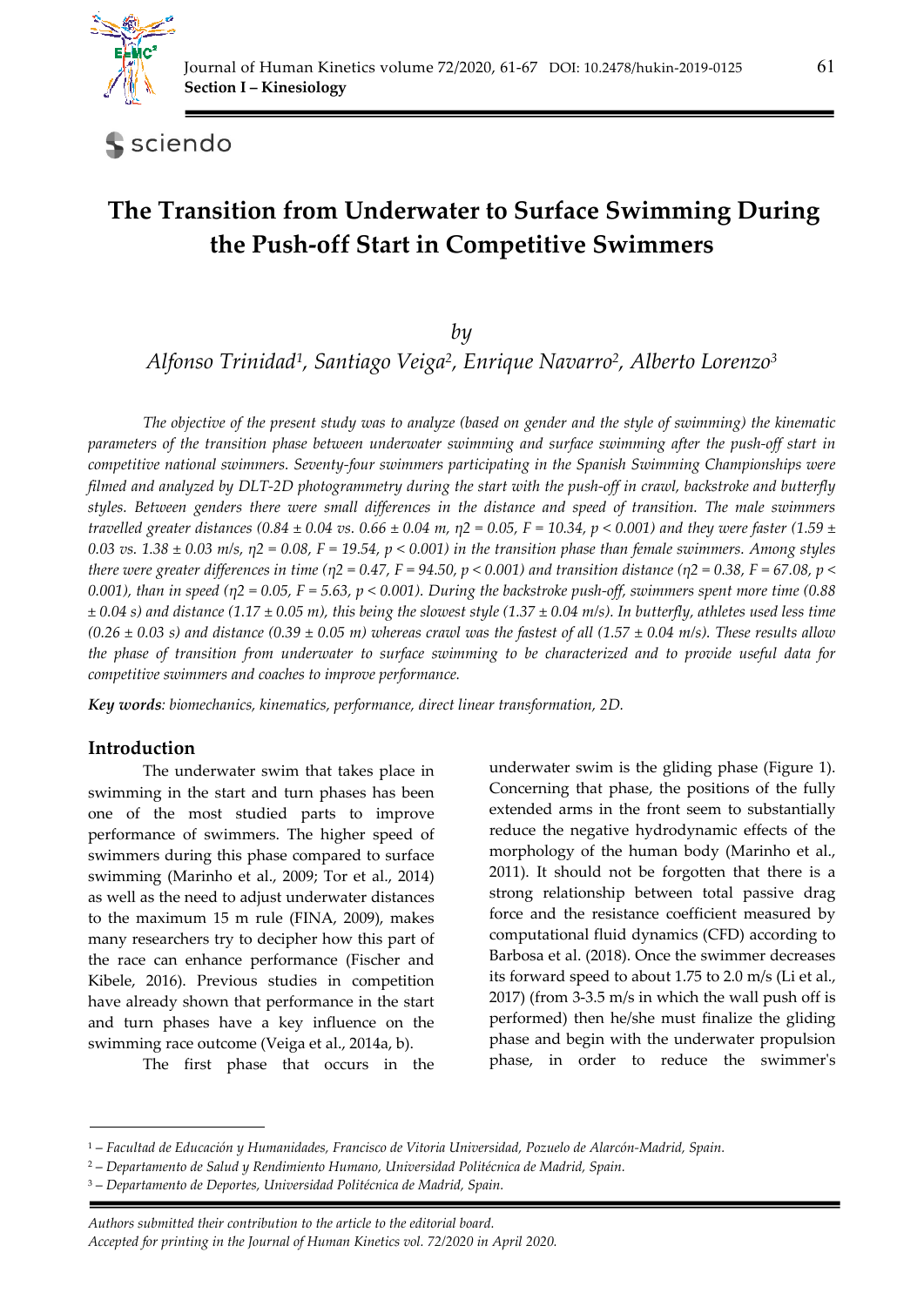# The Transition from Underwater to Surface Swimming During the Push-off Start in Competitive Swimmers

*by*

*Alfonso Trinidad[1], Santiago Veiga[2], Enrique Navarro[2], Alberto Lorenzo[3]*

*The objective of the present study was to analyze (based on gender and the style of swimming) the kinematic parameters of the transition phase between underwater swimming and surface swimming after the push-off start in competitive national swimmers. Seventy-four swimmers participating in the Spanish Swimming Championships were filmed and analyzed by DLT-2D photogrammetry during the start with the push-off in crawl, backstroke and butterfly styles. Between genders there were small differences in the distance and speed of transition. The male swimmers travelled greater distances (0.84 ± 0.04 vs. 0.66 ± 0.04 m, $\eta 2 = 0.05$, $F = 10.34$, $p < 0.001$) and they were faster (1.59 ± 0.03 vs. 1.38 ± 0.03 m/s, $\eta 2 = 0.08$, $F = 19.54$, $p < 0.001$) in the transition phase than female swimmers. Among styles there were greater differences in time ($\eta 2 = 0.47$, $F = 94.50$, $p < 0.001$) and transition distance ($\eta 2 = 0.38$, $F = 67.08$, $p < 0.001$), than in speed ($\eta 2 = 0.05$, $F = 5.63$, $p < 0.001$). During the backstroke push-off, swimmers spent more time (0.88 ± 0.04 s) and distance (1.17 ± 0.05 m), this being the slowest style (1.37 ± 0.04 m/s). In butterfly, athletes used less time (0.26 ± 0.03 s) and distance (0.39 ± 0.05 m) whereas crawl was the fastest of all (1.57 ± 0.04 m/s). These results allow the phase of transition from underwater to surface swimming to be characterized and to provide useful data for competitive swimmers and coaches to improve performance.*

***Key words**: biomechanics, kinematics, performance, direct linear transformation, 2D.*

## Introduction

The underwater swim that takes place in swimming in the start and turn phases has been one of the most studied parts to improve performance of swimmers. The higher speed of swimmers during this phase compared to surface swimming (Marinho et al., 2009; Tor et al., 2014) as well as the need to adjust underwater distances to the maximum 15 m rule (FINA, 2009), makes many researchers try to decipher how this part of the race can enhance performance (Fischer and Kibele, 2016). Previous studies in competition have already shown that performance in the start and turn phases have a key influence on the swimming race outcome (Veiga et al., 2014a, b).

The first phase that occurs in the underwater swim is the gliding phase (Figure 1). Concerning that phase, the positions of the fully extended arms in the front seem to substantially reduce the negative hydrodynamic effects of the morphology of the human body (Marinho et al., 2011). It should not be forgotten that there is a strong relationship between total passive drag force and the resistance coefficient measured by computational fluid dynamics (CFD) according to Barbosa et al. (2018). Once the swimmer decreases its forward speed to about 1.75 to 2.0 m/s (Li et al., 2017) (from 3-3.5 m/s in which the wall push off is performed) then he/she must finalize the gliding phase and begin with the underwater propulsion phase, in order to reduce the swimmer's

---

[1] – Facultad de Educación y Humanidades, Francisco de Vitoria Universidad, Pozuelo de Alarcón-Madrid, Spain.

[2] – Departamento de Salud y Rendimiento Humano, Universidad Politécnica de Madrid, Spain.

[3] – Departamento de Deportes, Universidad Politécnica de Madrid, Spain.

*Authors submitted their contribution to the article to the editorial board.*
*Accepted for printing in the Journal of Human Kinetics vol. 72/2020 in April 2020.*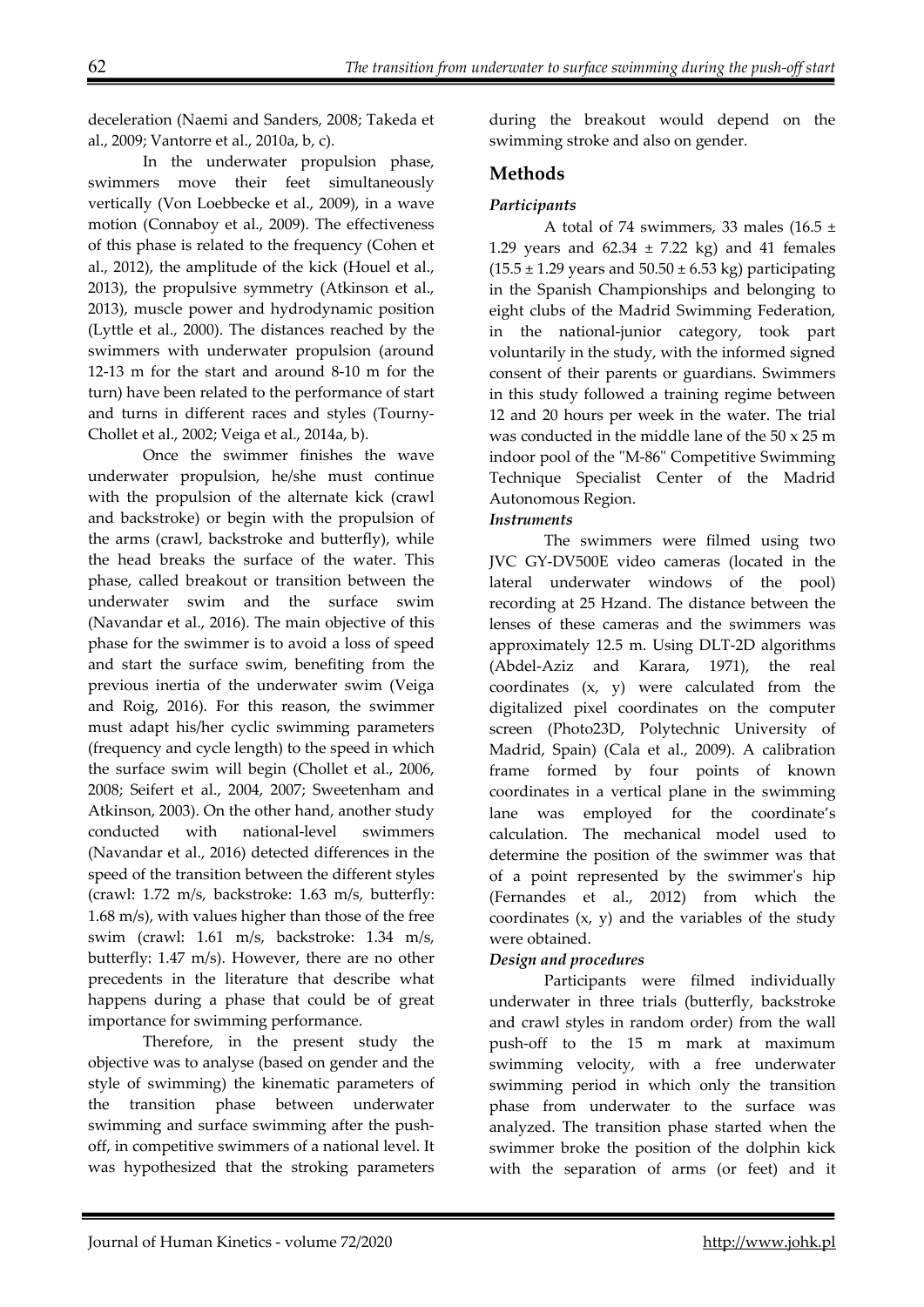deceleration (Naemi and Sanders, 2008; Takeda et al., 2009; Vantorre et al., 2010a, b, c).

In the underwater propulsion phase, swimmers move their feet simultaneously vertically (Von Loebbecke et al., 2009), in a wave motion (Connaboy et al., 2009). The effectiveness of this phase is related to the frequency (Cohen et al., 2012), the amplitude of the kick (Houel et al., 2013), the propulsive symmetry (Atkinson et al., 2013), muscle power and hydrodynamic position (Lyttle et al., 2000). The distances reached by the swimmers with underwater propulsion (around 12-13 m for the start and around 8-10 m for the turn) have been related to the performance of start and turns in different races and styles (Tourny-Chollet et al., 2002; Veiga et al., 2014a, b).

Once the swimmer finishes the wave underwater propulsion, he/she must continue with the propulsion of the alternate kick (crawl and backstroke) or begin with the propulsion of the arms (crawl, backstroke and butterfly), while the head breaks the surface of the water. This phase, called breakout or transition between the underwater swim and the surface swim (Navandar et al., 2016). The main objective of this phase for the swimmer is to avoid a loss of speed and start the surface swim, benefiting from the previous inertia of the underwater swim (Veiga and Roig, 2016). For this reason, the swimmer must adapt his/her cyclic swimming parameters (frequency and cycle length) to the speed in which the surface swim will begin (Chollet et al., 2006, 2008; Seifert et al., 2004, 2007; Sweetenham and Atkinson, 2003). On the other hand, another study conducted with national-level swimmers (Navandar et al., 2016) detected differences in the speed of the transition between the different styles (crawl: 1.72 m/s, backstroke: 1.63 m/s, butterfly: 1.68 m/s), with values higher than those of the free swim (crawl: 1.61 m/s, backstroke: 1.34 m/s, butterfly: 1.47 m/s). However, there are no other precedents in the literature that describe what happens during a phase that could be of great importance for swimming performance.

Therefore, in the present study the objective was to analyse (based on gender and the style of swimming) the kinematic parameters of the transition phase between underwater swimming and surface swimming after the push-off, in competitive swimmers of a national level. It was hypothesized that the stroking parameters during the breakout would depend on the swimming stroke and also on gender.

## Methods

### *Participants*

A total of 74 swimmers, 33 males (16.5 ± 1.29 years and 62.34 ± 7.22 kg) and 41 females (15.5 ± 1.29 years and 50.50 ± 6.53 kg) participating in the Spanish Championships and belonging to eight clubs of the Madrid Swimming Federation, in the national-junior category, took part voluntarily in the study, with the informed signed consent of their parents or guardians. Swimmers in this study followed a training regime between 12 and 20 hours per week in the water. The trial was conducted in the middle lane of the 50 x 25 m indoor pool of the "M-86" Competitive Swimming Technique Specialist Center of the Madrid Autonomous Region.

### *Instruments*

The swimmers were filmed using two JVC GY-DV500E video cameras (located in the lateral underwater windows of the pool) recording at 25 Hzand. The distance between the lenses of these cameras and the swimmers was approximately 12.5 m. Using DLT-2D algorithms (Abdel-Aziz and Karara, 1971), the real coordinates (x, y) were calculated from the digitalized pixel coordinates on the computer screen (Photo23D, Polytechnic University of Madrid, Spain) (Cala et al., 2009). A calibration frame formed by four points of known coordinates in a vertical plane in the swimming lane was employed for the coordinate's calculation. The mechanical model used to determine the position of the swimmer was that of a point represented by the swimmer's hip (Fernandes et al., 2012) from which the coordinates (x, y) and the variables of the study were obtained.

### *Design and procedures*

Participants were filmed individually underwater in three trials (butterfly, backstroke and crawl styles in random order) from the wall push-off to the 15 m mark at maximum swimming velocity, with a free underwater swimming period in which only the transition phase from underwater to the surface was analyzed. The transition phase started when the swimmer broke the position of the dolphin kick with the separation of arms (or feet) and it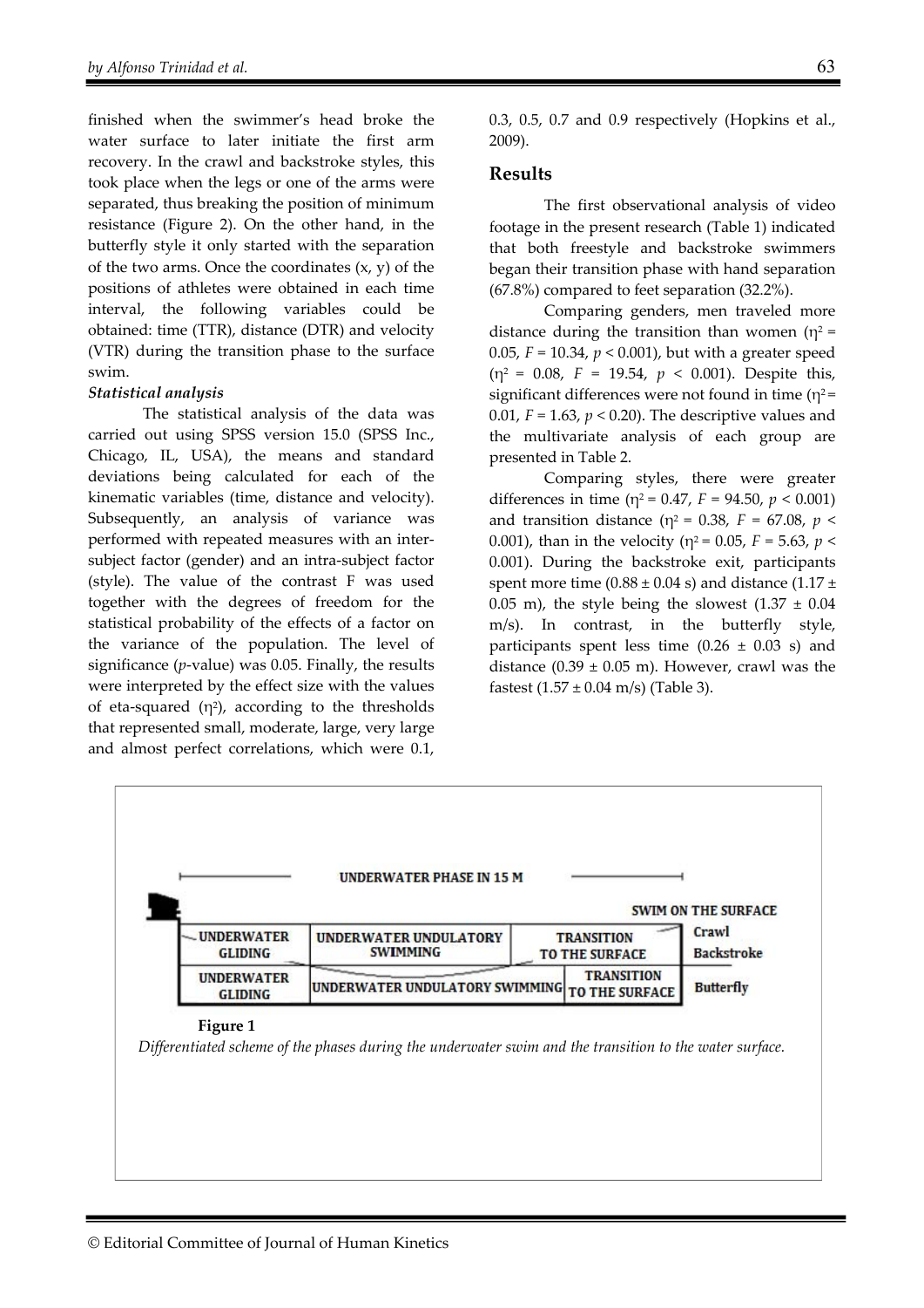finished when the swimmer's head broke the water surface to later initiate the first arm recovery. In the crawl and backstroke styles, this took place when the legs or one of the arms were separated, thus breaking the position of minimum resistance (Figure 2). On the other hand, in the butterfly style it only started with the separation of the two arms. Once the coordinates (x, y) of the positions of athletes were obtained in each time interval, the following variables could be obtained: time (TTR), distance (DTR) and velocity (VTR) during the transition phase to the surface swim.

***Statistical analysis***

The statistical analysis of the data was carried out using SPSS version 15.0 (SPSS Inc., Chicago, IL, USA), the means and standard deviations being calculated for each of the kinematic variables (time, distance and velocity). Subsequently, an analysis of variance was performed with repeated measures with an inter-subject factor (gender) and an intra-subject factor (style). The value of the contrast F was used together with the degrees of freedom for the statistical probability of the effects of a factor on the variance of the population. The level of significance ($p$-value) was 0.05. Finally, the results were interpreted by the effect size with the values of eta-squared ($\eta^2$), according to the thresholds that represented small, moderate, large, very large and almost perfect correlations, which were 0.1, 0.3, 0.5, 0.7 and 0.9 respectively (Hopkins et al., 2009).

## Results

The first observational analysis of video footage in the present research (Table 1) indicated that both freestyle and backstroke swimmers began their transition phase with hand separation (67.8%) compared to feet separation (32.2%).

Comparing genders, men traveled more distance during the transition than women ($\eta^2 = 0.05$, $F = 10.34$, $p < 0.001$), but with a greater speed ($\eta^2 = 0.08$, $F = 19.54$, $p < 0.001$). Despite this, significant differences were not found in time ($\eta^2 = 0.01$, $F = 1.63$, $p < 0.20$). The descriptive values and the multivariate analysis of each group are presented in Table 2.

Comparing styles, there were greater differences in time ($\eta^2 = 0.47$, $F = 94.50$, $p < 0.001$) and transition distance ($\eta^2 = 0.38$, $F = 67.08$, $p < 0.001$), than in the velocity ($\eta^2 = 0.05$, $F = 5.63$, $p < 0.001$). During the backstroke exit, participants spent more time (0.88 ± 0.04 s) and distance (1.17 ± 0.05 m), the style being the slowest (1.37 ± 0.04 m/s). In contrast, in the butterfly style, participants spent less time (0.26 ± 0.03 s) and distance (0.39 ± 0.05 m). However, crawl was the fastest (1.57 ± 0.04 m/s) (Table 3).

UNDERWATER PHASE IN 15 M

SWIM ON THE SURFACE

| UNDERWATER GLIDING | UNDERWATER UNDULATORY SWIMMING | TRANSITION TO THE SURFACE | Crawl / Backstroke |
|---|---|---|---|
| UNDERWATER GLIDING | UNDERWATER UNDULATORY SWIMMING | TRANSITION TO THE SURFACE | Butterfly |

**Figure 1**

*Differentiated scheme of the phases during the underwater swim and the transition to the water surface.*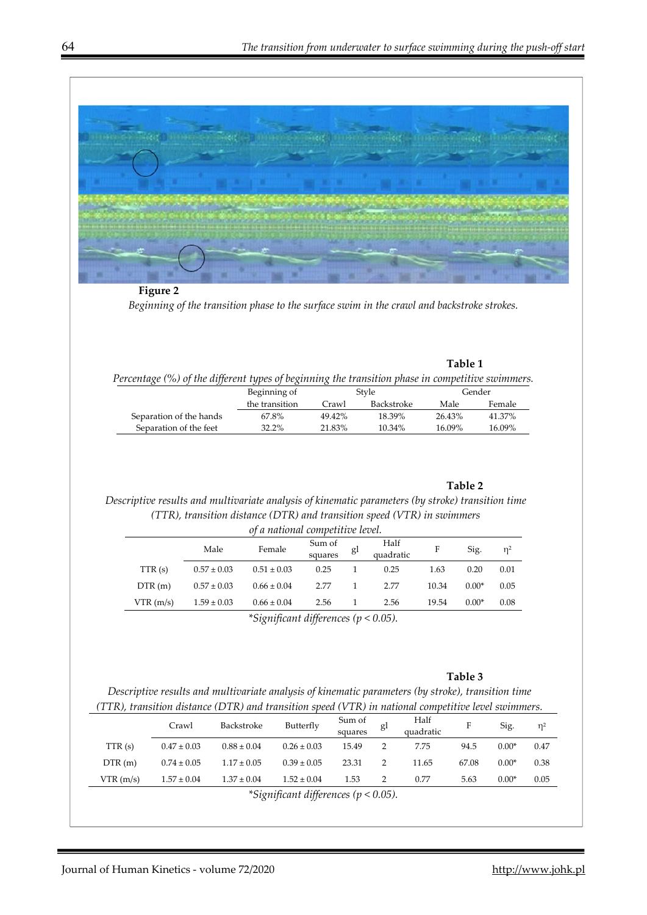**Figure 2**

*Beginning of the transition phase to the surface swim in the crawl and backstroke strokes.*

**Table 1**

*Percentage (%) of the different types of beginning the transition phase in competitive swimmers.*

| | Beginning of the transition | Style | | Gender | |
|---|---|---|---|---|---|
| | | Crawl | Backstroke | Male | Female |
| Separation of the hands | 67.8% | 49.42% | 18.39% | 26.43% | 41.37% |
| Separation of the feet | 32.2% | 21.83% | 10.34% | 16.09% | 16.09% |

**Table 2**

*Descriptive results and multivariate analysis of kinematic parameters (by stroke) transition time (TTR), transition distance (DTR) and transition speed (VTR) in swimmers of a national competitive level.*

| | Male | Female | Sum of squares | gl | Half quadratic | F | Sig. | $\eta^2$ |
|---|---|---|---|---|---|---|---|---|
| TTR (s) | 0.57 ± 0.03 | 0.51 ± 0.03 | 0.25 | 1 | 0.25 | 1.63 | 0.20 | 0.01 |
| DTR (m) | 0.57 ± 0.03 | 0.66 ± 0.04 | 2.77 | 1 | 2.77 | 10.34 | 0.00* | 0.05 |
| VTR (m/s) | 1.59 ± 0.03 | 0.66 ± 0.04 | 2.56 | 1 | 2.56 | 19.54 | 0.00* | 0.08 |

*\*Significant differences ($p < 0.05$).*

**Table 3**

*Descriptive results and multivariate analysis of kinematic parameters (by stroke), transition time (TTR), transition distance (DTR) and transition speed (VTR) in national competitive level swimmers.*

| | Crawl | Backstroke | Butterfly | Sum of squares | gl | Half quadratic | F | Sig. | $\eta^2$ |
|---|---|---|---|---|---|---|---|---|---|
| TTR (s) | 0.47 ± 0.03 | 0.88 ± 0.04 | 0.26 ± 0.03 | 15.49 | 2 | 7.75 | 94.5 | 0.00* | 0.47 |
| DTR (m) | 0.74 ± 0.05 | 1.17 ± 0.05 | 0.39 ± 0.05 | 23.31 | 2 | 11.65 | 67.08 | 0.00* | 0.38 |
| VTR (m/s) | 1.57 ± 0.04 | 1.37 ± 0.04 | 1.52 ± 0.04 | 1.53 | 2 | 0.77 | 5.63 | 0.00* | 0.05 |

*\*Significant differences ($p < 0.05$).*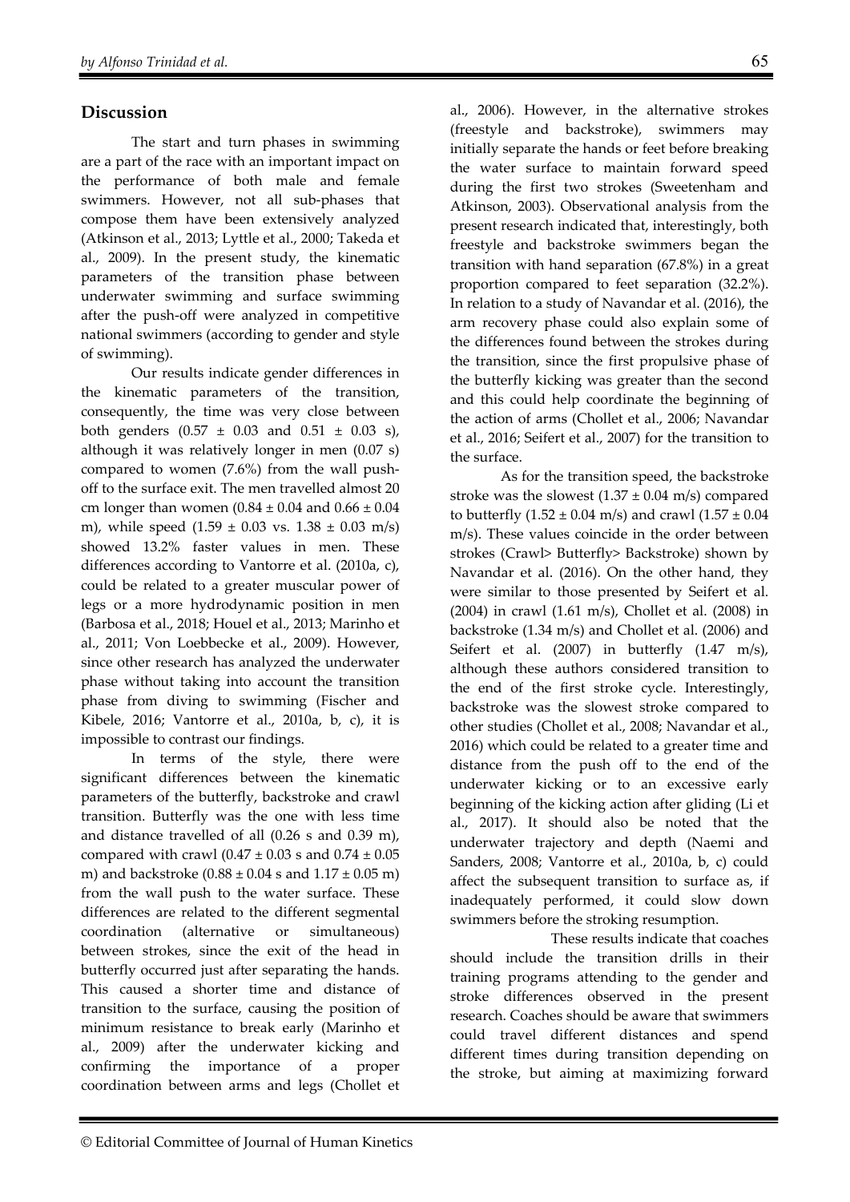## Discussion

The start and turn phases in swimming are a part of the race with an important impact on the performance of both male and female swimmers. However, not all sub-phases that compose them have been extensively analyzed (Atkinson et al., 2013; Lyttle et al., 2000; Takeda et al., 2009). In the present study, the kinematic parameters of the transition phase between underwater swimming and surface swimming after the push-off were analyzed in competitive national swimmers (according to gender and style of swimming).

Our results indicate gender differences in the kinematic parameters of the transition, consequently, the time was very close between both genders (0.57 ± 0.03 and 0.51 ± 0.03 s), although it was relatively longer in men (0.07 s) compared to women (7.6%) from the wall push-off to the surface exit. The men travelled almost 20 cm longer than women (0.84 ± 0.04 and 0.66 ± 0.04 m), while speed (1.59 ± 0.03 vs. 1.38 ± 0.03 m/s) showed 13.2% faster values in men. These differences according to Vantorre et al. (2010a, c), could be related to a greater muscular power of legs or a more hydrodynamic position in men (Barbosa et al., 2018; Houel et al., 2013; Marinho et al., 2011; Von Loebbecke et al., 2009). However, since other research has analyzed the underwater phase without taking into account the transition phase from diving to swimming (Fischer and Kibele, 2016; Vantorre et al., 2010a, b, c), it is impossible to contrast our findings.

In terms of the style, there were significant differences between the kinematic parameters of the butterfly, backstroke and crawl transition. Butterfly was the one with less time and distance travelled of all (0.26 s and 0.39 m), compared with crawl (0.47 ± 0.03 s and 0.74 ± 0.05 m) and backstroke (0.88 ± 0.04 s and 1.17 ± 0.05 m) from the wall push to the water surface. These differences are related to the different segmental coordination (alternative or simultaneous) between strokes, since the exit of the head in butterfly occurred just after separating the hands. This caused a shorter time and distance of transition to the surface, causing the position of minimum resistance to break early (Marinho et al., 2009) after the underwater kicking and confirming the importance of a proper coordination between arms and legs (Chollet et al., 2006). However, in the alternative strokes (freestyle and backstroke), swimmers may initially separate the hands or feet before breaking the water surface to maintain forward speed during the first two strokes (Sweetenham and Atkinson, 2003). Observational analysis from the present research indicated that, interestingly, both freestyle and backstroke swimmers began the transition with hand separation (67.8%) in a great proportion compared to feet separation (32.2%). In relation to a study of Navandar et al. (2016), the arm recovery phase could also explain some of the differences found between the strokes during the transition, since the first propulsive phase of the butterfly kicking was greater than the second and this could help coordinate the beginning of the action of arms (Chollet et al., 2006; Navandar et al., 2016; Seifert et al., 2007) for the transition to the surface.

As for the transition speed, the backstroke stroke was the slowest (1.37 ± 0.04 m/s) compared to butterfly (1.52 ± 0.04 m/s) and crawl (1.57 ± 0.04 m/s). These values coincide in the order between strokes (Crawl> Butterfly> Backstroke) shown by Navandar et al. (2016). On the other hand, they were similar to those presented by Seifert et al. (2004) in crawl (1.61 m/s), Chollet et al. (2008) in backstroke (1.34 m/s) and Chollet et al. (2006) and Seifert et al. (2007) in butterfly (1.47 m/s), although these authors considered transition to the end of the first stroke cycle. Interestingly, backstroke was the slowest stroke compared to other studies (Chollet et al., 2008; Navandar et al., 2016) which could be related to a greater time and distance from the push off to the end of the underwater kicking or to an excessive early beginning of the kicking action after gliding (Li et al., 2017). It should also be noted that the underwater trajectory and depth (Naemi and Sanders, 2008; Vantorre et al., 2010a, b, c) could affect the subsequent transition to surface as, if inadequately performed, it could slow down swimmers before the stroking resumption.

These results indicate that coaches should include the transition drills in their training programs attending to the gender and stroke differences observed in the present research. Coaches should be aware that swimmers could travel different distances and spend different times during transition depending on the stroke, but aiming at maximizing forward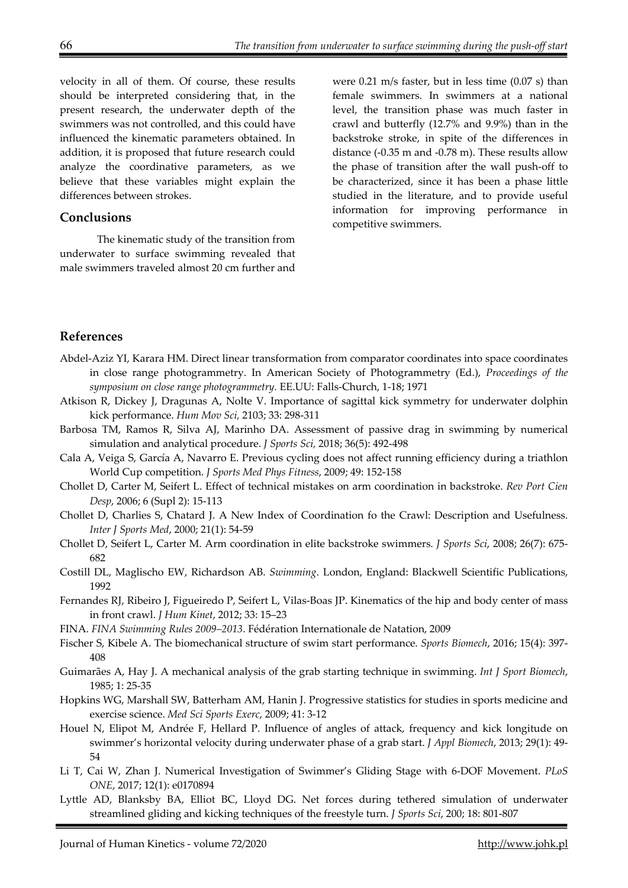velocity in all of them. Of course, these results should be interpreted considering that, in the present research, the underwater depth of the swimmers was not controlled, and this could have influenced the kinematic parameters obtained. In addition, it is proposed that future research could analyze the coordinative parameters, as we believe that these variables might explain the differences between strokes.

## Conclusions

The kinematic study of the transition from underwater to surface swimming revealed that male swimmers traveled almost 20 cm further and were 0.21 m/s faster, but in less time (0.07 s) than female swimmers. In swimmers at a national level, the transition phase was much faster in crawl and butterfly (12.7% and 9.9%) than in the backstroke stroke, in spite of the differences in distance (-0.35 m and -0.78 m). These results allow the phase of transition after the wall push-off to be characterized, since it has been a phase little studied in the literature, and to provide useful information for improving performance in competitive swimmers.

## References

Abdel-Aziz YI, Karara HM. Direct linear transformation from comparator coordinates into space coordinates in close range photogrammetry. In American Society of Photogrammetry (Ed.), *Proceedings of the symposium on close range photogrammetry.* EE.UU: Falls-Church, 1-18; 1971

Atkison R, Dickey J, Dragunas A, Nolte V. Importance of sagittal kick symmetry for underwater dolphin kick performance. *Hum Mov Sci,* 2103; 33: 298-311

Barbosa TM, Ramos R, Silva AJ, Marinho DA. Assessment of passive drag in swimming by numerical simulation and analytical procedure. *J Sports Sci,* 2018; 36(5): 492-498

Cala A, Veiga S, García A, Navarro E. Previous cycling does not affect running efficiency during a triathlon World Cup competition. *J Sports Med Phys Fitness*, 2009; 49: 152-158

Chollet D, Carter M, Seifert L. Effect of technical mistakes on arm coordination in backstroke. *Rev Port Cien Desp*, 2006; 6 (Supl 2): 15-113

Chollet D, Charlies S, Chatard J. A New Index of Coordination fo the Crawl: Description and Usefulness. *Inter J Sports Med*, 2000; 21(1): 54-59

Chollet D, Seifert L, Carter M. Arm coordination in elite backstroke swimmers. *J Sports Sci*, 2008; 26(7): 675-682

Costill DL, Maglischo EW, Richardson AB. *Swimming*. London, England: Blackwell Scientific Publications, 1992

Fernandes RJ, Ribeiro J, Figueiredo P, Seifert L, Vilas-Boas JP. Kinematics of the hip and body center of mass in front crawl. *J Hum Kinet*, 2012; 33: 15–23

FINA. *FINA Swimming Rules 2009–2013*. Fédération Internationale de Natation, 2009

Fischer S, Kibele A. The biomechanical structure of swim start performance. *Sports Biomech*, 2016; 15(4): 397-408

Guimarães A, Hay J. A mechanical analysis of the grab starting technique in swimming. *Int J Sport Biomech*, 1985; 1: 25-35

Hopkins WG, Marshall SW, Batterham AM, Hanin J. Progressive statistics for studies in sports medicine and exercise science. *Med Sci Sports Exerc*, 2009; 41: 3-12

Houel N, Elipot M, Andrée F, Hellard P. Influence of angles of attack, frequency and kick longitude on swimmer's horizontal velocity during underwater phase of a grab start. *J Appl Biomech*, 2013; 29(1): 49-54

Li T, Cai W, Zhan J. Numerical Investigation of Swimmer's Gliding Stage with 6-DOF Movement. *PLoS ONE*, 2017; 12(1): e0170894

Lyttle AD, Blanksby BA, Elliot BC, Lloyd DG. Net forces during tethered simulation of underwater streamlined gliding and kicking techniques of the freestyle turn. *J Sports Sci*, 200; 18: 801-807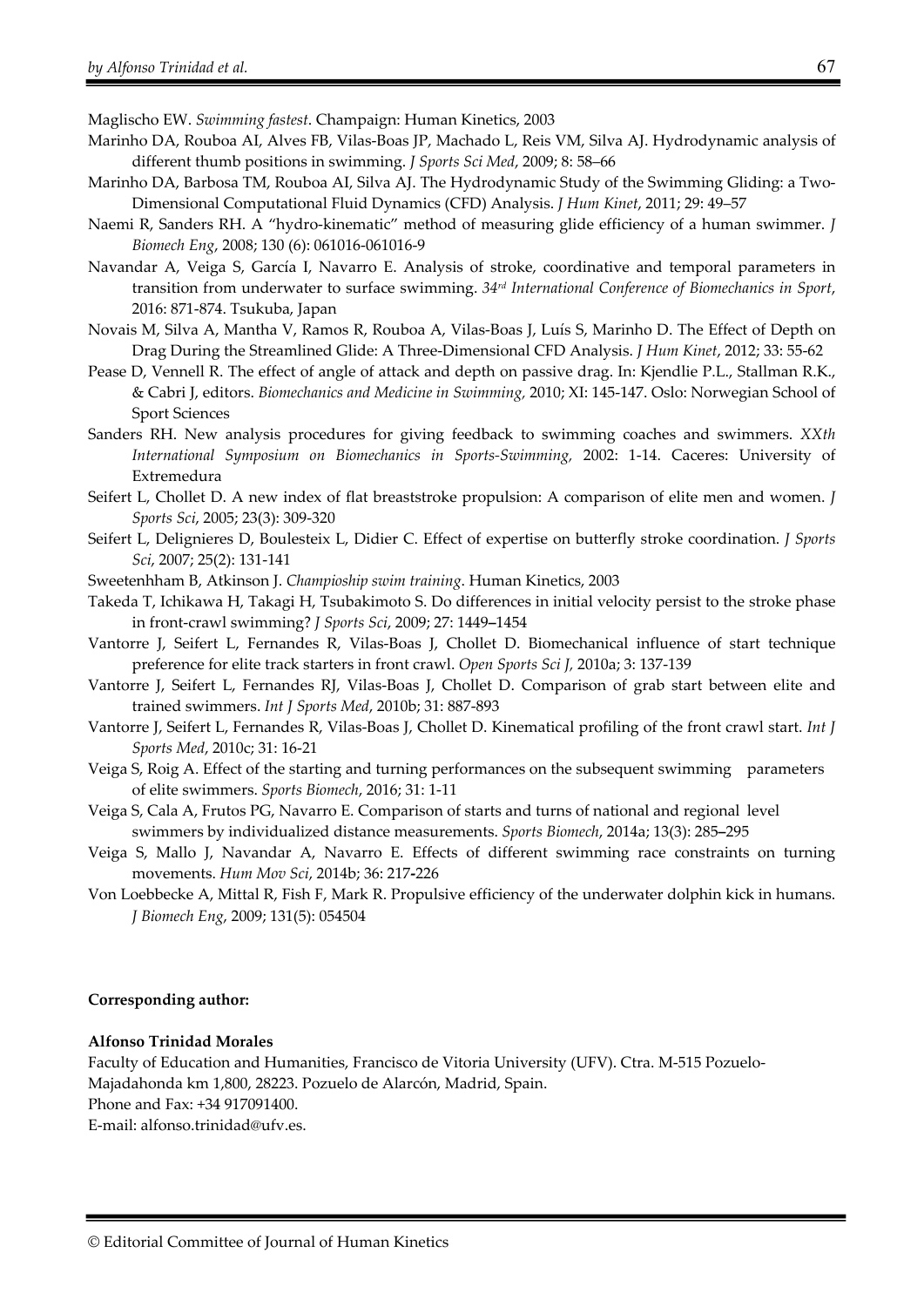Maglischo EW. *Swimming fastest*. Champaign: Human Kinetics, 2003

Marinho DA, Rouboa AI, Alves FB, Vilas-Boas JP, Machado L, Reis VM, Silva AJ. Hydrodynamic analysis of different thumb positions in swimming. *J Sports Sci Med*, 2009; 8: 58–66

Marinho DA, Barbosa TM, Rouboa AI, Silva AJ. The Hydrodynamic Study of the Swimming Gliding: a Two-Dimensional Computational Fluid Dynamics (CFD) Analysis. *J Hum Kinet*, 2011; 29: 49–57

Naemi R, Sanders RH. A "hydro-kinematic" method of measuring glide efficiency of a human swimmer. *J Biomech Eng*, 2008; 130 (6): 061016-061016-9

Navandar A, Veiga S, García I, Navarro E. Analysis of stroke, coordinative and temporal parameters in transition from underwater to surface swimming. *34rd International Conference of Biomechanics in Sport*, 2016: 871-874. Tsukuba, Japan

Novais M, Silva A, Mantha V, Ramos R, Rouboa A, Vilas-Boas J, Luís S, Marinho D. The Effect of Depth on Drag During the Streamlined Glide: A Three-Dimensional CFD Analysis. *J Hum Kinet*, 2012; 33: 55-62

Pease D, Vennell R. The effect of angle of attack and depth on passive drag. In: Kjendlie P.L., Stallman R.K., & Cabri J, editors. *Biomechanics and Medicine in Swimming*, 2010; XI: 145-147. Oslo: Norwegian School of Sport Sciences

Sanders RH. New analysis procedures for giving feedback to swimming coaches and swimmers. *XXth International Symposium on Biomechanics in Sports-Swimming*, 2002: 1-14. Caceres: University of Extremedura

Seifert L, Chollet D. A new index of flat breaststroke propulsion: A comparison of elite men and women. *J Sports Sci*, 2005; 23(3): 309-320

Seifert L, Delignieres D, Boulesteix L, Didier C. Effect of expertise on butterfly stroke coordination. *J Sports Sci*, 2007; 25(2): 131-141

Sweetenhham B, Atkinson J. *Champioship swim training*. Human Kinetics, 2003

Takeda T, Ichikawa H, Takagi H, Tsubakimoto S. Do differences in initial velocity persist to the stroke phase in front-crawl swimming? *J Sports Sci*, 2009; 27: 1449–1454

Vantorre J, Seifert L, Fernandes R, Vilas-Boas J, Chollet D. Biomechanical influence of start technique preference for elite track starters in front crawl. *Open Sports Sci J*, 2010a; 3: 137-139

Vantorre J, Seifert L, Fernandes RJ, Vilas-Boas J, Chollet D. Comparison of grab start between elite and trained swimmers. *Int J Sports Med*, 2010b; 31: 887-893

Vantorre J, Seifert L, Fernandes R, Vilas-Boas J, Chollet D. Kinematical profiling of the front crawl start. *Int J Sports Med*, 2010c; 31: 16-21

Veiga S, Roig A. Effect of the starting and turning performances on the subsequent swimming parameters of elite swimmers. *Sports Biomech*, 2016; 31: 1-11

Veiga S, Cala A, Frutos PG, Navarro E. Comparison of starts and turns of national and regional level swimmers by individualized distance measurements. *Sports Biomech*, 2014a; 13(3): 285–295

Veiga S, Mallo J, Navandar A, Navarro E. Effects of different swimming race constraints on turning movements. *Hum Mov Sci*, 2014b; 36: 217-226

Von Loebbecke A, Mittal R, Fish F, Mark R. Propulsive efficiency of the underwater dolphin kick in humans. *J Biomech Eng*, 2009; 131(5): 054504

**Corresponding author:**

**Alfonso Trinidad Morales**

Faculty of Education and Humanities, Francisco de Vitoria University (UFV). Ctra. M-515 Pozuelo-Majadahonda km 1,800, 28223. Pozuelo de Alarcón, Madrid, Spain.
Phone and Fax: +34 917091400.
E-mail: alfonso.trinidad@ufv.es.